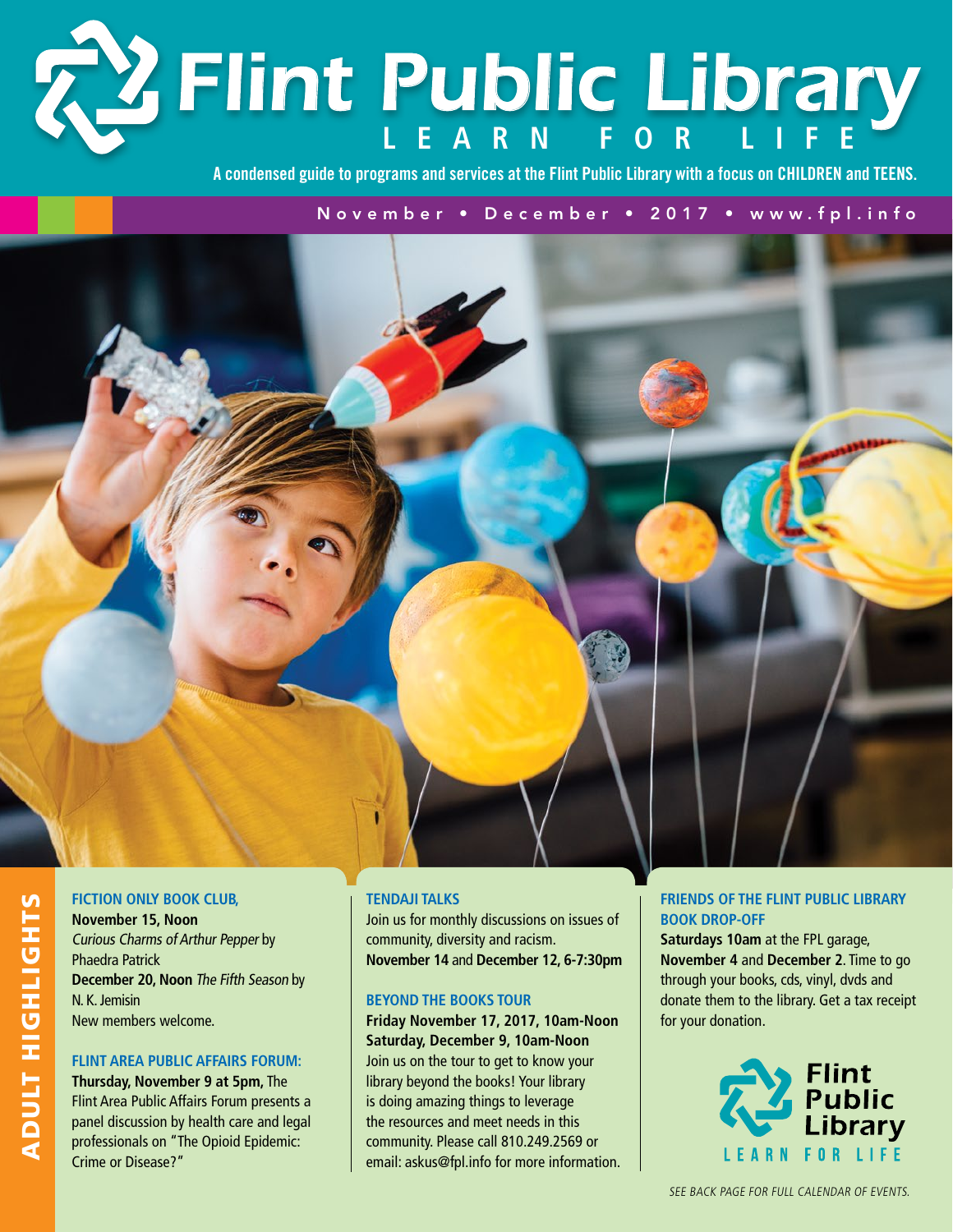# Flint Public Library

LEARN FOR LIFE

A condensed guide to programs and services at the Flint Public Library with a focus on **CHILDREN** and **TEENS.**

November • December • 2017 • www.fpl.info

## ADULT HIGHLIGHTS

### FICTION ONLY BOOK CLUB,

**November 15, Noon** *Curious Charms of Arthur Pepper* by Phaedra Patrick
**December 20, Noon** *The Fifth Season* by N. K. Jemisin
New members welcome.

### FLINT AREA PUBLIC AFFAIRS FORUM:

**Thursday, November 9 at 5pm,** The Flint Area Public Affairs Forum presents a panel discussion by health care and legal professionals on "The Opioid Epidemic: Crime or Disease?"

### TENDAJI TALKS

Join us for monthly discussions on issues of community, diversity and racism.
**November 14** and **December 12, 6-7:30pm**

### BEYOND THE BOOKS TOUR

**Friday November 17, 2017, 10am-Noon**
**Saturday, December 9, 10am-Noon**
Join us on the tour to get to know your library beyond the books! Your library is doing amazing things to leverage the resources and meet needs in this community. Please call 810.249.2569 or email: askus@fpl.info for more information.

### FRIENDS OF THE FLINT PUBLIC LIBRARY BOOK DROP-OFF

**Saturdays 10am** at the FPL garage, **November 4** and **December 2**. Time to go through your books, cds, vinyl, dvds and donate them to the library. Get a tax receipt for your donation.

Flint Public Library
LEARN FOR LIFE

*SEE BACK PAGE FOR FULL CALENDAR OF EVENTS.*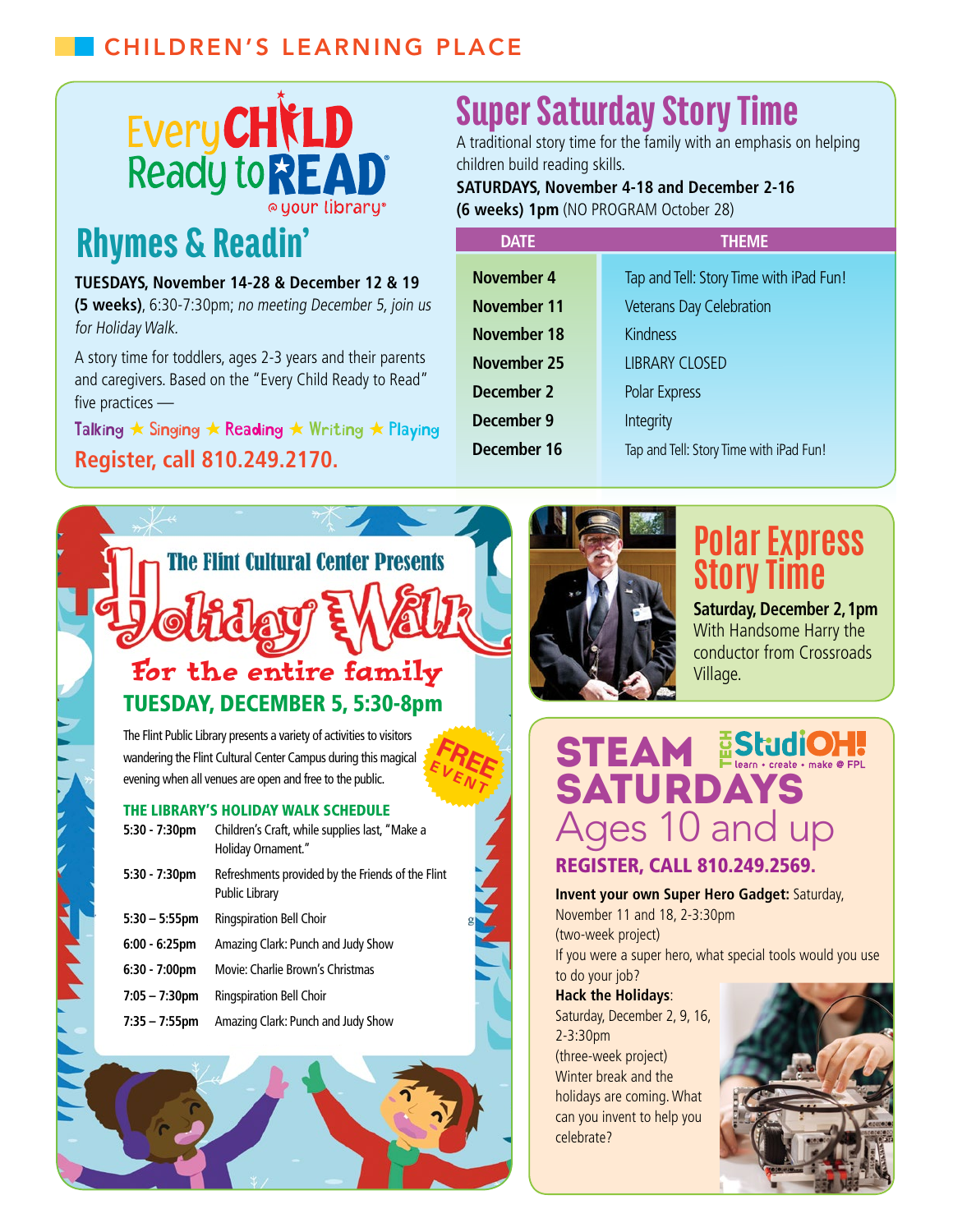# CHILDREN'S LEARNING PLACE

Every CHILD Ready to READ @your library®

## Rhymes & Readin'

**TUESDAYS, November 14-28 & December 12 & 19 (5 weeks)**, 6:30-7:30pm; *no meeting December 5, join us for Holiday Walk.*

A story time for toddlers, ages 2-3 years and their parents and caregivers. Based on the "Every Child Ready to Read" five practices —

Talking ★ Singing ★ Reading ★ Writing ★ Playing

**Register, call 810.249.2170.**

## Super Saturday Story Time

A traditional story time for the family with an emphasis on helping children build reading skills.

**SATURDAYS, November 4-18 and December 2-16 (6 weeks) 1pm** (NO PROGRAM October 28)

| DATE | THEME |
|---|---|
| November 4 | Tap and Tell: Story Time with iPad Fun! |
| November 11 | Veterans Day Celebration |
| November 18 | Kindness |
| November 25 | LIBRARY CLOSED |
| December 2 | Polar Express |
| December 9 | Integrity |
| December 16 | Tap and Tell: Story Time with iPad Fun! |

## The Flint Cultural Center Presents Holiday Walk

**For the entire family**

**TUESDAY, DECEMBER 5, 5:30-8pm**

FREE EVENT

The Flint Public Library presents a variety of activities to visitors wandering the Flint Cultural Center Campus during this magical evening when all venues are open and free to the public.

**THE LIBRARY'S HOLIDAY WALK SCHEDULE**

| | |
|---|---|
| 5:30 - 7:30pm | Children's Craft, while supplies last, "Make a Holiday Ornament." |
| 5:30 - 7:30pm | Refreshments provided by the Friends of the Flint Public Library |
| 5:30 – 5:55pm | Ringspiration Bell Choir |
| 6:00 - 6:25pm | Amazing Clark: Punch and Judy Show |
| 6:30 - 7:00pm | Movie: Charlie Brown's Christmas |
| 7:05 – 7:30pm | Ringspiration Bell Choir |
| 7:35 – 7:55pm | Amazing Clark: Punch and Judy Show |

## Polar Express Story Time

**Saturday, December 2, 1pm**

With Handsome Harry the conductor from Crossroads Village.

## STEAM SATURDAYS

TECH StudiOH! learn • create • make @ FPL

Ages 10 and up

**REGISTER, CALL 810.249.2569.**

**Invent your own Super Hero Gadget:** Saturday, November 11 and 18, 2-3:30pm (two-week project)

If you were a super hero, what special tools would you use to do your job?

**Hack the Holidays**: Saturday, December 2, 9, 16, 2-3:30pm (three-week project)

Winter break and the holidays are coming. What can you invent to help you celebrate?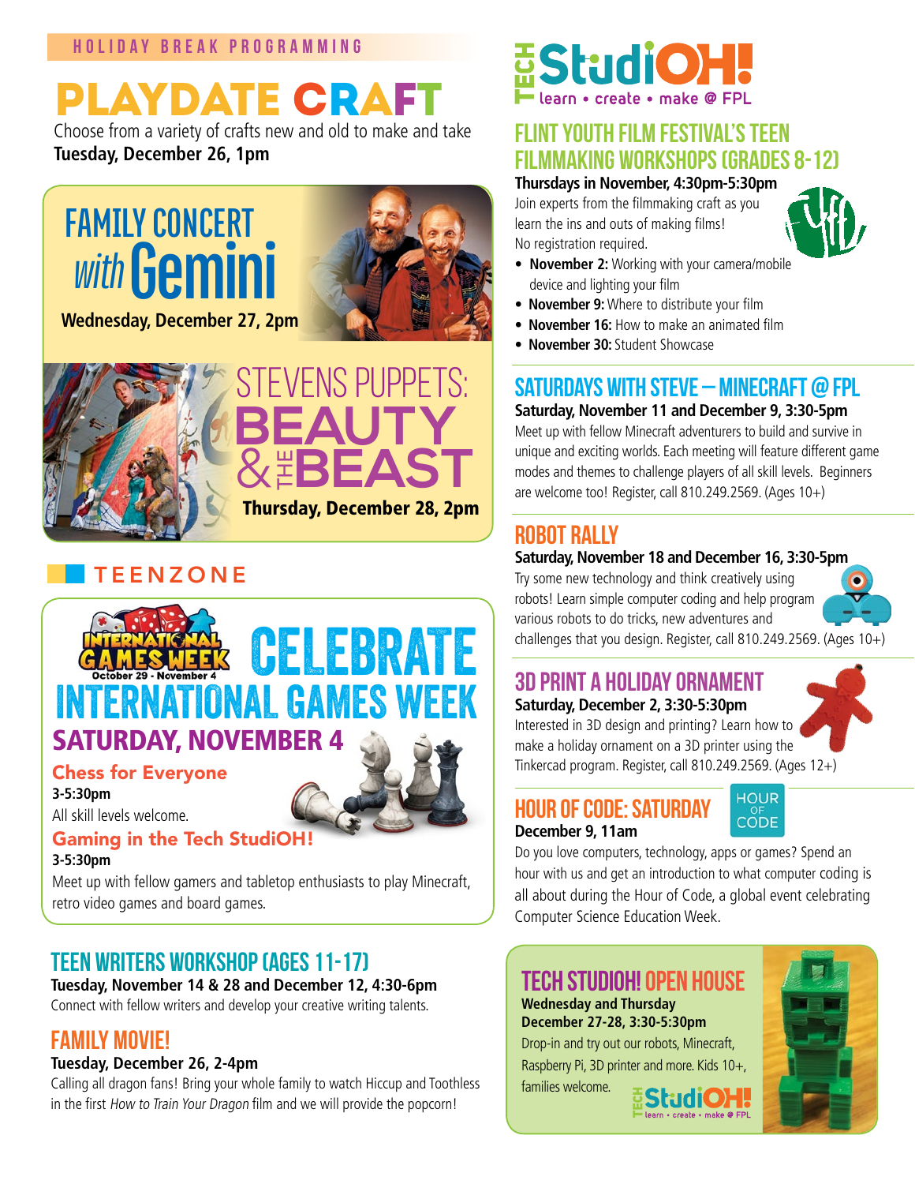## HOLIDAY BREAK PROGRAMMING

# PLAYDATE CRAFT

Choose from a variety of crafts new and old to make and take
**Tuesday, December 26, 1pm**

## FAMILY CONCERT *with* Gemini

**Wednesday, December 27, 2pm**

## STEVENS PUPPETS: BEAUTY & THE BEAST

**Thursday, December 28, 2pm**

## TEENZONE

### CELEBRATE INTERNATIONAL GAMES WEEK

International Games Week October 29 - November 4

**SATURDAY, NOVEMBER 4**

**Chess for Everyone**
**3-5:30pm**
All skill levels welcome.

**Gaming in the Tech StudiOH!**
**3-5:30pm**
Meet up with fellow gamers and tabletop enthusiasts to play Minecraft, retro video games and board games.

### TEEN WRITERS WORKSHOP (AGES 11-17)

**Tuesday, November 14 & 28 and December 12, 4:30-6pm**
Connect with fellow writers and develop your creative writing talents.

### FAMILY MOVIE!

**Tuesday, December 26, 2-4pm**
Calling all dragon fans! Bring your whole family to watch Hiccup and Toothless in the first *How to Train Your Dragon* film and we will provide the popcorn!

## TECH StudiOH! learn • create • make @ FPL

### FLINT YOUTH FILM FESTIVAL'S TEEN FILMMAKING WORKSHOPS (GRADES 8-12)

**Thursdays in November, 4:30pm-5:30pm**
Join experts from the filmmaking craft as you learn the ins and outs of making films!
No registration required.

- **November 2:** Working with your camera/mobile device and lighting your film
- **November 9:** Where to distribute your film
- **November 16:** How to make an animated film
- **November 30:** Student Showcase

### SATURDAYS WITH STEVE – MINECRAFT @ FPL

**Saturday, November 11 and December 9, 3:30-5pm**
Meet up with fellow Minecraft adventurers to build and survive in unique and exciting worlds. Each meeting will feature different game modes and themes to challenge players of all skill levels. Beginners are welcome too! Register, call 810.249.2569. (Ages 10+)

### ROBOT RALLY

**Saturday, November 18 and December 16, 3:30-5pm**
Try some new technology and think creatively using robots! Learn simple computer coding and help program various robots to do tricks, new adventures and challenges that you design. Register, call 810.249.2569. (Ages 10+)

### 3D PRINT A HOLIDAY ORNAMENT

**Saturday, December 2, 3:30-5:30pm**
Interested in 3D design and printing? Learn how to make a holiday ornament on a 3D printer using the Tinkercad program. Register, call 810.249.2569. (Ages 12+)

### HOUR OF CODE: SATURDAY

**December 9, 11am**
Do you love computers, technology, apps or games? Spend an hour with us and get an introduction to what computer coding is all about during the Hour of Code, a global event celebrating Computer Science Education Week.

### TECH STUDIOH! OPEN HOUSE

**Wednesday and Thursday**
**December 27-28, 3:30-5:30pm**
Drop-in and try out our robots, Minecraft, Raspberry Pi, 3D printer and more. Kids 10+, families welcome.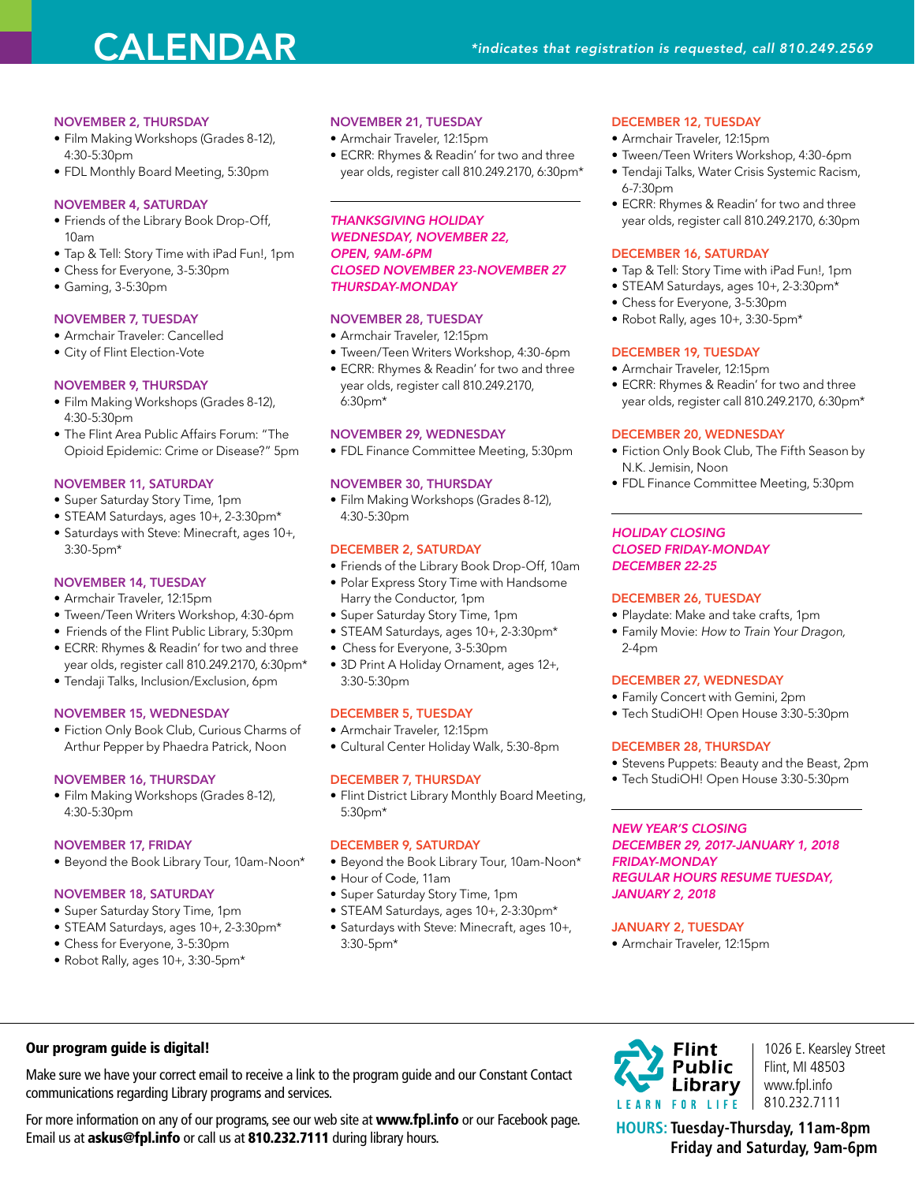# CALENDAR

*\*indicates that registration is requested, call 810.249.2569*

### NOVEMBER 2, THURSDAY

- Film Making Workshops (Grades 8-12), 4:30-5:30pm
- FDL Monthly Board Meeting, 5:30pm

### NOVEMBER 4, SATURDAY

- Friends of the Library Book Drop-Off, 10am
- Tap & Tell: Story Time with iPad Fun!, 1pm
- Chess for Everyone, 3-5:30pm
- Gaming, 3-5:30pm

### NOVEMBER 7, TUESDAY

- Armchair Traveler: Cancelled
- City of Flint Election-Vote

### NOVEMBER 9, THURSDAY

- Film Making Workshops (Grades 8-12), 4:30-5:30pm
- The Flint Area Public Affairs Forum: "The Opioid Epidemic: Crime or Disease?" 5pm

### NOVEMBER 11, SATURDAY

- Super Saturday Story Time, 1pm
- STEAM Saturdays, ages 10+, 2-3:30pm*
- Saturdays with Steve: Minecraft, ages 10+, 3:30-5pm*

### NOVEMBER 14, TUESDAY

- Armchair Traveler, 12:15pm
- Tween/Teen Writers Workshop, 4:30-6pm
- Friends of the Flint Public Library, 5:30pm
- ECRR: Rhymes & Readin' for two and three year olds, register call 810.249.2170, 6:30pm*
- Tendaji Talks, Inclusion/Exclusion, 6pm

### NOVEMBER 15, WEDNESDAY

- Fiction Only Book Club, Curious Charms of Arthur Pepper by Phaedra Patrick, Noon

### NOVEMBER 16, THURSDAY

- Film Making Workshops (Grades 8-12), 4:30-5:30pm

### NOVEMBER 17, FRIDAY

- Beyond the Book Library Tour, 10am-Noon*

### NOVEMBER 18, SATURDAY

- Super Saturday Story Time, 1pm
- STEAM Saturdays, ages 10+, 2-3:30pm*
- Chess for Everyone, 3-5:30pm
- Robot Rally, ages 10+, 3:30-5pm*

### NOVEMBER 21, TUESDAY

- Armchair Traveler, 12:15pm
- ECRR: Rhymes & Readin' for two and three year olds, register call 810.249.2170, 6:30pm*

---

***THANKSGIVING HOLIDAY***
***WEDNESDAY, NOVEMBER 22, OPEN, 9AM-6PM***
***CLOSED NOVEMBER 23-NOVEMBER 27 THURSDAY-MONDAY***

### NOVEMBER 28, TUESDAY

- Armchair Traveler, 12:15pm
- Tween/Teen Writers Workshop, 4:30-6pm
- ECRR: Rhymes & Readin' for two and three year olds, register call 810.249.2170, 6:30pm*

### NOVEMBER 29, WEDNESDAY

- FDL Finance Committee Meeting, 5:30pm

### NOVEMBER 30, THURSDAY

- Film Making Workshops (Grades 8-12), 4:30-5:30pm

### DECEMBER 2, SATURDAY

- Friends of the Library Book Drop-Off, 10am
- Polar Express Story Time with Handsome Harry the Conductor, 1pm
- Super Saturday Story Time, 1pm
- STEAM Saturdays, ages 10+, 2-3:30pm*
- Chess for Everyone, 3-5:30pm
- 3D Print A Holiday Ornament, ages 12+, 3:30-5:30pm

### DECEMBER 5, TUESDAY

- Armchair Traveler, 12:15pm
- Cultural Center Holiday Walk, 5:30-8pm

### DECEMBER 7, THURSDAY

- Flint District Library Monthly Board Meeting, 5:30pm*

### DECEMBER 9, SATURDAY

- Beyond the Book Library Tour, 10am-Noon*
- Hour of Code, 11am
- Super Saturday Story Time, 1pm
- STEAM Saturdays, ages 10+, 2-3:30pm*
- Saturdays with Steve: Minecraft, ages 10+, 3:30-5pm*

### DECEMBER 12, TUESDAY

- Armchair Traveler, 12:15pm
- Tween/Teen Writers Workshop, 4:30-6pm
- Tendaji Talks, Water Crisis Systemic Racism, 6-7:30pm
- ECRR: Rhymes & Readin' for two and three year olds, register call 810.249.2170, 6:30pm

### DECEMBER 16, SATURDAY

- Tap & Tell: Story Time with iPad Fun!, 1pm
- STEAM Saturdays, ages 10+, 2-3:30pm*
- Chess for Everyone, 3-5:30pm
- Robot Rally, ages 10+, 3:30-5pm*

### DECEMBER 19, TUESDAY

- Armchair Traveler, 12:15pm
- ECRR: Rhymes & Readin' for two and three year olds, register call 810.249.2170, 6:30pm*

### DECEMBER 20, WEDNESDAY

- Fiction Only Book Club, The Fifth Season by N.K. Jemisin, Noon
- FDL Finance Committee Meeting, 5:30pm

---

***HOLIDAY CLOSING***
***CLOSED FRIDAY-MONDAY DECEMBER 22-25***

### DECEMBER 26, TUESDAY

- Playdate: Make and take crafts, 1pm
- Family Movie: *How to Train Your Dragon,* 2-4pm

### DECEMBER 27, WEDNESDAY

- Family Concert with Gemini, 2pm
- Tech StudiOH! Open House 3:30-5:30pm

### DECEMBER 28, THURSDAY

- Stevens Puppets: Beauty and the Beast, 2pm
- Tech StudiOH! Open House 3:30-5:30pm

---

***NEW YEAR'S CLOSING***
***DECEMBER 29, 2017-JANUARY 1, 2018 FRIDAY-MONDAY***
***REGULAR HOURS RESUME TUESDAY, JANUARY 2, 2018***

### JANUARY 2, TUESDAY

- Armchair Traveler, 12:15pm

---

**Our program guide is digital!**

Make sure we have your correct email to receive a link to the program guide and our Constant Contact communications regarding Library programs and services.

For more information on any of our programs, see our web site at **www.fpl.info** or our Facebook page. Email us at **askus@fpl.info** or call us at **810.232.7111** during library hours.

**Flint Public Library**
LEARN FOR LIFE

1026 E. Kearsley Street
Flint, MI 48503
www.fpl.info
810.232.7111

**HOURS: Tuesday-Thursday, 11am-8pm**
**Friday and Saturday, 9am-6pm**